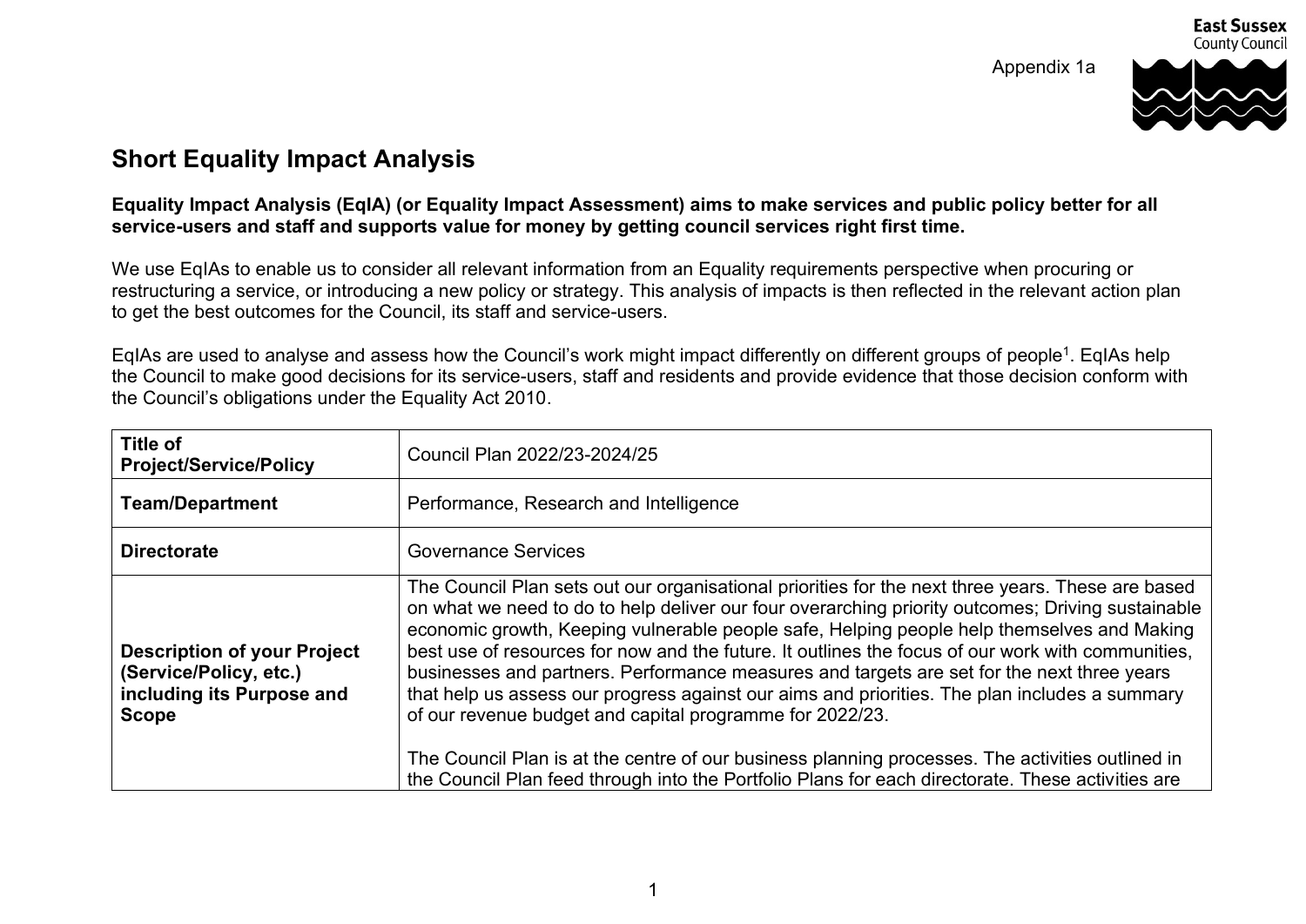Appendix 1a

East Sussex County Council

# Short Equality Impact Analysis

**Equality Impact Analysis (EqIA) (or Equality Impact Assessment) aims to make services and public policy better for all service-users and staff and supports value for money by getting council services right first time.**

We use EqIAs to enable us to consider all relevant information from an Equality requirements perspective when procuring or restructuring a service, or introducing a new policy or strategy. This analysis of impacts is then reflected in the relevant action plan to get the best outcomes for the Council, its staff and service-users.

EqIAs are used to analyse and assess how the Council's work might impact differently on different groups of people[1]. EqIAs help the Council to make good decisions for its service-users, staff and residents and provide evidence that those decision conform with the Council's obligations under the Equality Act 2010.

| | |
|---|---|
| **Title of Project/Service/Policy** | Council Plan 2022/23-2024/25 |
| **Team/Department** | Performance, Research and Intelligence |
| **Directorate** | Governance Services |
| **Description of your Project (Service/Policy, etc.) including its Purpose and Scope** | The Council Plan sets out our organisational priorities for the next three years. These are based on what we need to do to help deliver our four overarching priority outcomes; Driving sustainable economic growth, Keeping vulnerable people safe, Helping people help themselves and Making best use of resources for now and the future. It outlines the focus of our work with communities, businesses and partners. Performance measures and targets are set for the next three years that help us assess our progress against our aims and priorities. The plan includes a summary of our revenue budget and capital programme for 2022/23.<br><br>The Council Plan is at the centre of our business planning processes. The activities outlined in the Council Plan feed through into the Portfolio Plans for each directorate. These activities are |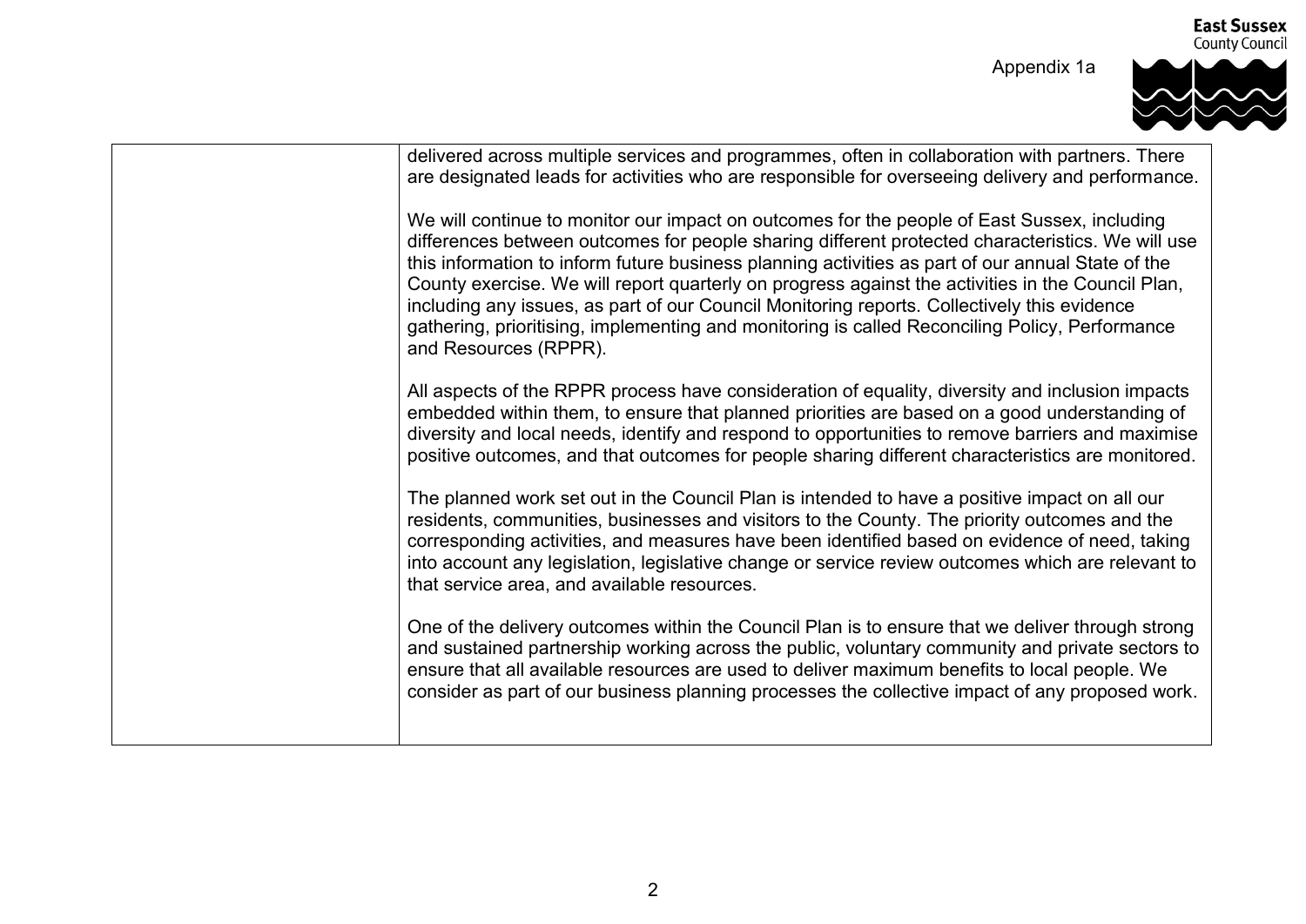| | |
|---|---|
| | delivered across multiple services and programmes, often in collaboration with partners. There are designated leads for activities who are responsible for overseeing delivery and performance.<br><br>We will continue to monitor our impact on outcomes for the people of East Sussex, including differences between outcomes for people sharing different protected characteristics. We will use this information to inform future business planning activities as part of our annual State of the County exercise. We will report quarterly on progress against the activities in the Council Plan, including any issues, as part of our Council Monitoring reports. Collectively this evidence gathering, prioritising, implementing and monitoring is called Reconciling Policy, Performance and Resources (RPPR).<br><br>All aspects of the RPPR process have consideration of equality, diversity and inclusion impacts embedded within them, to ensure that planned priorities are based on a good understanding of diversity and local needs, identify and respond to opportunities to remove barriers and maximise positive outcomes, and that outcomes for people sharing different characteristics are monitored.<br><br>The planned work set out in the Council Plan is intended to have a positive impact on all our residents, communities, businesses and visitors to the County. The priority outcomes and the corresponding activities, and measures have been identified based on evidence of need, taking into account any legislation, legislative change or service review outcomes which are relevant to that service area, and available resources.<br><br>One of the delivery outcomes within the Council Plan is to ensure that we deliver through strong and sustained partnership working across the public, voluntary community and private sectors to ensure that all available resources are used to deliver maximum benefits to local people. We consider as part of our business planning processes the collective impact of any proposed work. |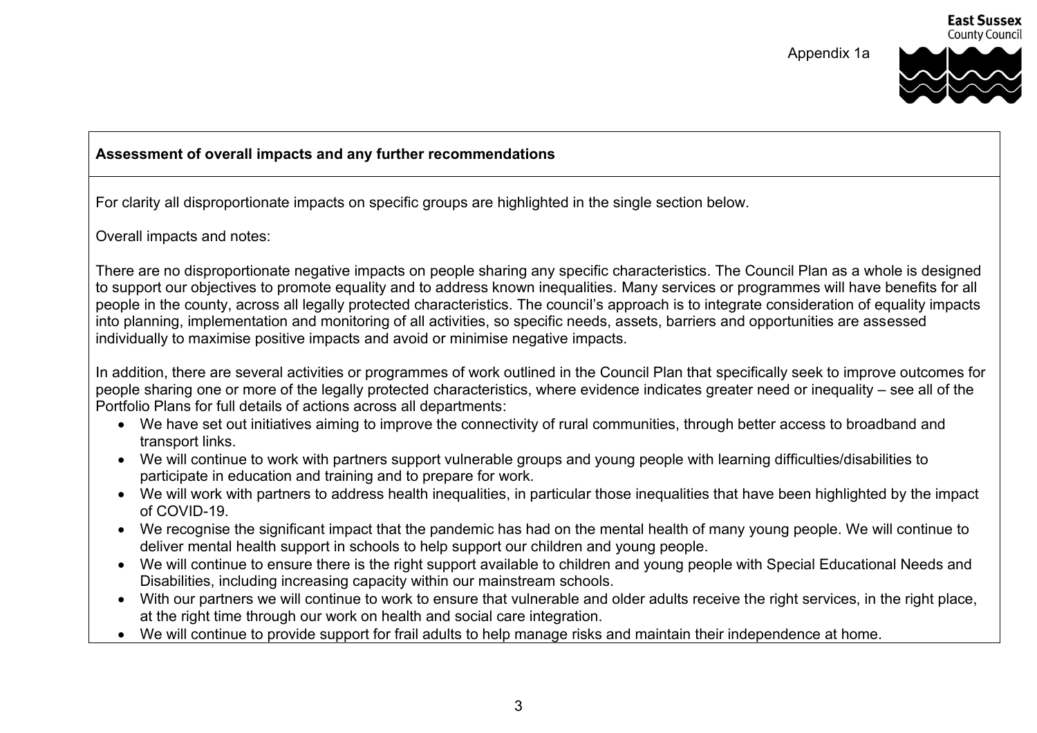**Assessment of overall impacts and any further recommendations**

For clarity all disproportionate impacts on specific groups are highlighted in the single section below.

Overall impacts and notes:

There are no disproportionate negative impacts on people sharing any specific characteristics. The Council Plan as a whole is designed to support our objectives to promote equality and to address known inequalities. Many services or programmes will have benefits for all people in the county, across all legally protected characteristics. The council's approach is to integrate consideration of equality impacts into planning, implementation and monitoring of all activities, so specific needs, assets, barriers and opportunities are assessed individually to maximise positive impacts and avoid or minimise negative impacts.

In addition, there are several activities or programmes of work outlined in the Council Plan that specifically seek to improve outcomes for people sharing one or more of the legally protected characteristics, where evidence indicates greater need or inequality – see all of the Portfolio Plans for full details of actions across all departments:

- We have set out initiatives aiming to improve the connectivity of rural communities, through better access to broadband and transport links.
- We will continue to work with partners support vulnerable groups and young people with learning difficulties/disabilities to participate in education and training and to prepare for work.
- We will work with partners to address health inequalities, in particular those inequalities that have been highlighted by the impact of COVID-19.
- We recognise the significant impact that the pandemic has had on the mental health of many young people. We will continue to deliver mental health support in schools to help support our children and young people.
- We will continue to ensure there is the right support available to children and young people with Special Educational Needs and Disabilities, including increasing capacity within our mainstream schools.
- With our partners we will continue to work to ensure that vulnerable and older adults receive the right services, in the right place, at the right time through our work on health and social care integration.
- We will continue to provide support for frail adults to help manage risks and maintain their independence at home.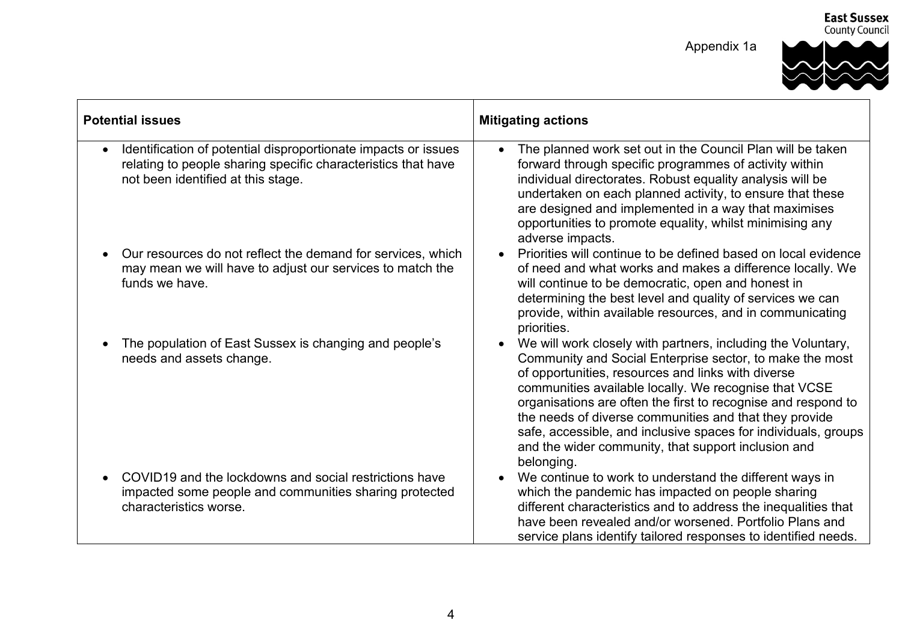| Potential issues | Mitigating actions |
|---|---|
| • Identification of potential disproportionate impacts or issues relating to people sharing specific characteristics that have not been identified at this stage. | • The planned work set out in the Council Plan will be taken forward through specific programmes of activity within individual directorates. Robust equality analysis will be undertaken on each planned activity, to ensure that these are designed and implemented in a way that maximises opportunities to promote equality, whilst minimising any adverse impacts. |
| • Our resources do not reflect the demand for services, which may mean we will have to adjust our services to match the funds we have. | • Priorities will continue to be defined based on local evidence of need and what works and makes a difference locally. We will continue to be democratic, open and honest in determining the best level and quality of services we can provide, within available resources, and in communicating priorities. |
| • The population of East Sussex is changing and people's needs and assets change. | • We will work closely with partners, including the Voluntary, Community and Social Enterprise sector, to make the most of opportunities, resources and links with diverse communities available locally. We recognise that VCSE organisations are often the first to recognise and respond to the needs of diverse communities and that they provide safe, accessible, and inclusive spaces for individuals, groups and the wider community, that support inclusion and belonging. |
| • COVID19 and the lockdowns and social restrictions have impacted some people and communities sharing protected characteristics worse. | • We continue to work to understand the different ways in which the pandemic has impacted on people sharing different characteristics and to address the inequalities that have been revealed and/or worsened. Portfolio Plans and service plans identify tailored responses to identified needs. |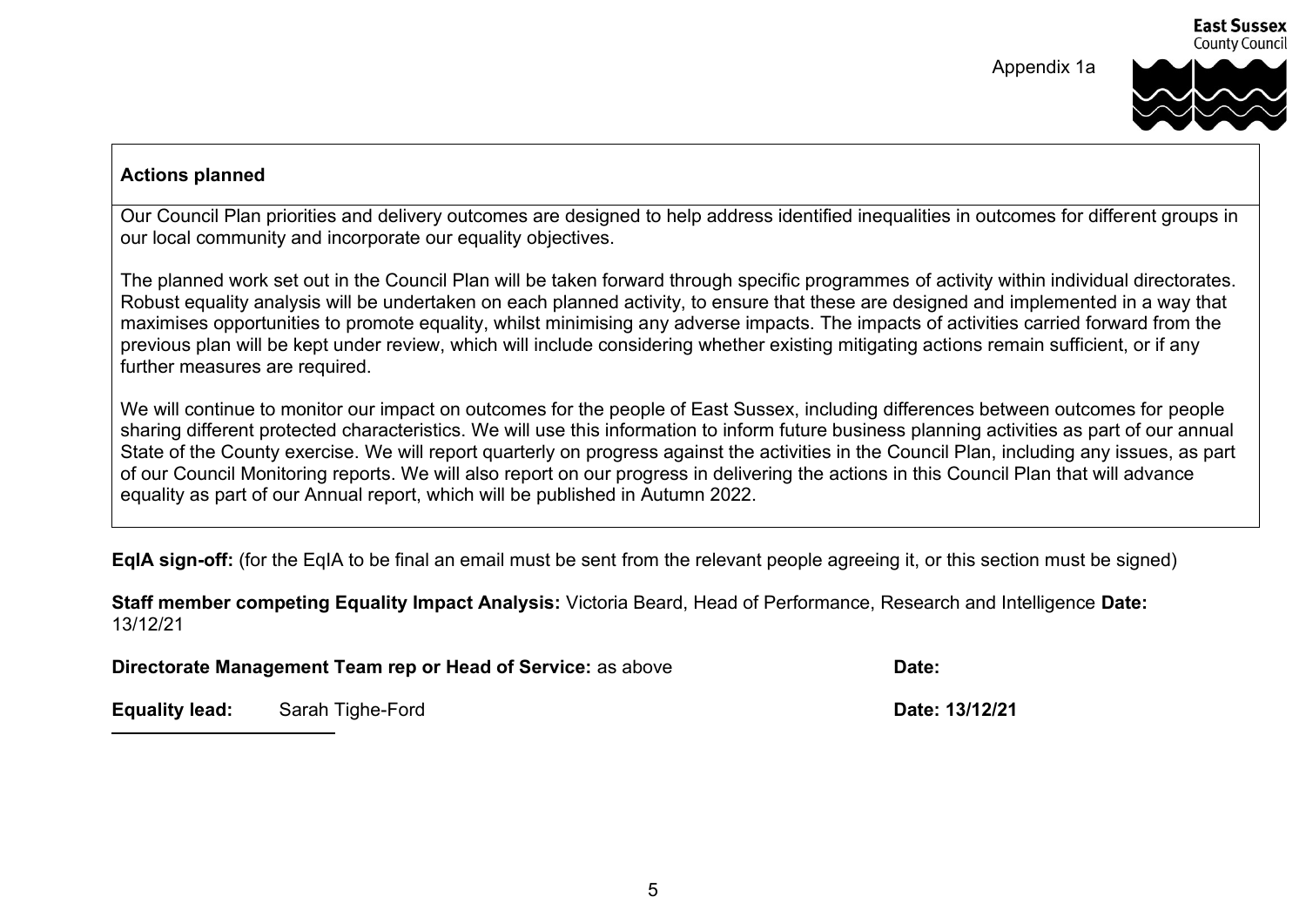Appendix 1a

| Actions planned |
| --- |
| Our Council Plan priorities and delivery outcomes are designed to help address identified inequalities in outcomes for different groups in our local community and incorporate our equality objectives.<br><br>The planned work set out in the Council Plan will be taken forward through specific programmes of activity within individual directorates. Robust equality analysis will be undertaken on each planned activity, to ensure that these are designed and implemented in a way that maximises opportunities to promote equality, whilst minimising any adverse impacts. The impacts of activities carried forward from the previous plan will be kept under review, which will include considering whether existing mitigating actions remain sufficient, or if any further measures are required.<br><br>We will continue to monitor our impact on outcomes for the people of East Sussex, including differences between outcomes for people sharing different protected characteristics. We will use this information to inform future business planning activities as part of our annual State of the County exercise. We will report quarterly on progress against the activities in the Council Plan, including any issues, as part of our Council Monitoring reports. We will also report on our progress in delivering the actions in this Council Plan that will advance equality as part of our Annual report, which will be published in Autumn 2022. |

**EqIA sign-off:** (for the EqIA to be final an email must be sent from the relevant people agreeing it, or this section must be signed)

**Staff member competing Equality Impact Analysis:** Victoria Beard, Head of Performance, Research and Intelligence **Date:** 13/12/21

**Directorate Management Team rep or Head of Service:** as above **Date:**

**Equality lead:** Sarah Tighe-Ford **Date: 13/12/21**